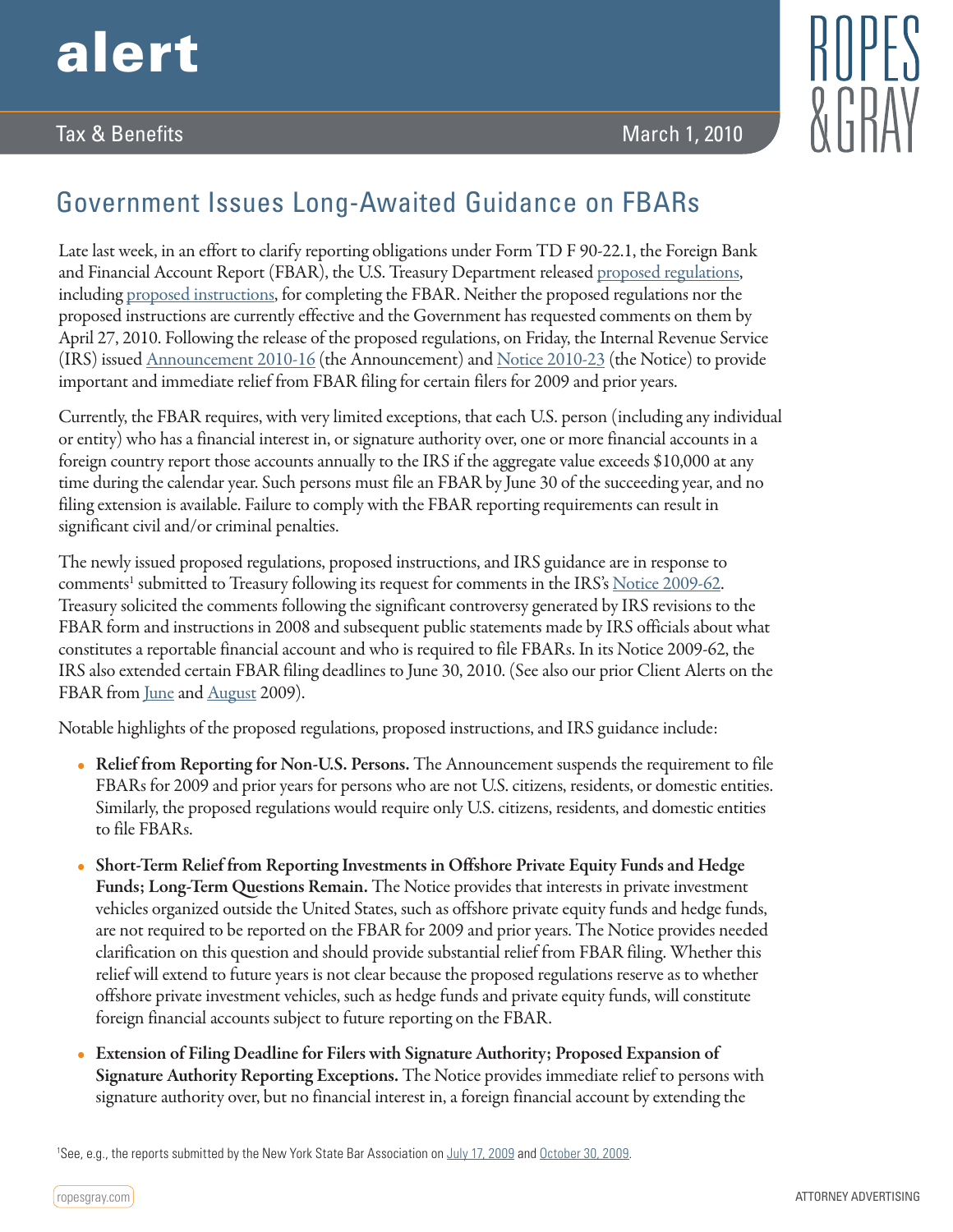alert

Tax & Benefits

March 1, 2010

# Government Issues Long-Awaited Guidance on FBARs

Late last week, in an effort to clarify reporting obligations under Form TD F 90-22.1, the Foreign Bank and Financial Account Report (FBAR), the U.S. Treasury Department released proposed regulations, including proposed instructions, for completing the FBAR. Neither the proposed regulations nor the proposed instructions are currently effective and the Government has requested comments on them by April 27, 2010. Following the release of the proposed regulations, on Friday, the Internal Revenue Service (IRS) issued Announcement 2010-16 (the Announcement) and Notice 2010-23 (the Notice) to provide important and immediate relief from FBAR filing for certain filers for 2009 and prior years.

Currently, the FBAR requires, with very limited exceptions, that each U.S. person (including any individual or entity) who has a financial interest in, or signature authority over, one or more financial accounts in a foreign country report those accounts annually to the IRS if the aggregate value exceeds $10,000 at any time during the calendar year. Such persons must file an FBAR by June 30 of the succeeding year, and no filing extension is available. Failure to comply with the FBAR reporting requirements can result in significant civil and/or criminal penalties.

The newly issued proposed regulations, proposed instructions, and IRS guidance are in response to comments[1] submitted to Treasury following its request for comments in the IRS's Notice 2009-62. Treasury solicited the comments following the significant controversy generated by IRS revisions to the FBAR form and instructions in 2008 and subsequent public statements made by IRS officials about what constitutes a reportable financial account and who is required to file FBARs. In its Notice 2009-62, the IRS also extended certain FBAR filing deadlines to June 30, 2010. (See also our prior Client Alerts on the FBAR from June and August 2009).

Notable highlights of the proposed regulations, proposed instructions, and IRS guidance include:

- **Relief from Reporting for Non-U.S. Persons.** The Announcement suspends the requirement to file FBARs for 2009 and prior years for persons who are not U.S. citizens, residents, or domestic entities. Similarly, the proposed regulations would require only U.S. citizens, residents, and domestic entities to file FBARs.
- **Short-Term Relief from Reporting Investments in Offshore Private Equity Funds and Hedge Funds; Long-Term Questions Remain.** The Notice provides that interests in private investment vehicles organized outside the United States, such as offshore private equity funds and hedge funds, are not required to be reported on the FBAR for 2009 and prior years. The Notice provides needed clarification on this question and should provide substantial relief from FBAR filing. Whether this relief will extend to future years is not clear because the proposed regulations reserve as to whether offshore private investment vehicles, such as hedge funds and private equity funds, will constitute foreign financial accounts subject to future reporting on the FBAR.
- **Extension of Filing Deadline for Filers with Signature Authority; Proposed Expansion of Signature Authority Reporting Exceptions.** The Notice provides immediate relief to persons with signature authority over, but no financial interest in, a foreign financial account by extending the

[1] See, e.g., the reports submitted by the New York State Bar Association on July 17, 2009 and October 30, 2009.

ropesgray.com

ATTORNEY ADVERTISING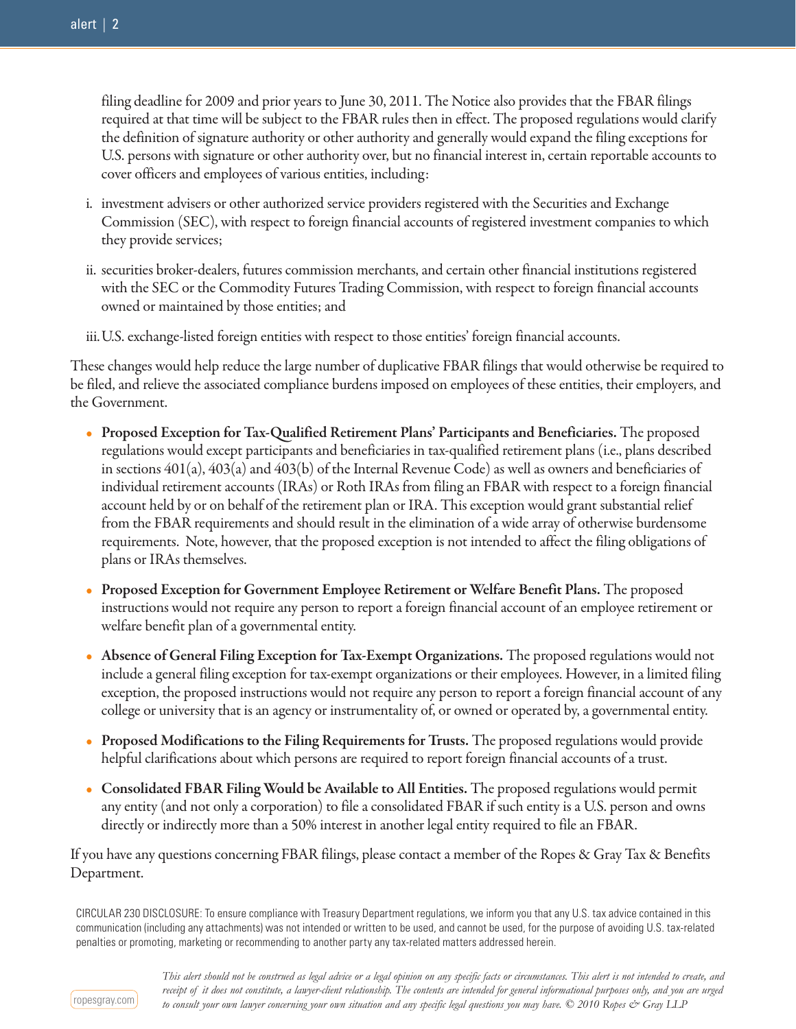filing deadline for 2009 and prior years to June 30, 2011. The Notice also provides that the FBAR filings required at that time will be subject to the FBAR rules then in effect. The proposed regulations would clarify the definition of signature authority or other authority and generally would expand the filing exceptions for U.S. persons with signature or other authority over, but no financial interest in, certain reportable accounts to cover officers and employees of various entities, including:

i. investment advisers or other authorized service providers registered with the Securities and Exchange Commission (SEC), with respect to foreign financial accounts of registered investment companies to which they provide services;

ii. securities broker-dealers, futures commission merchants, and certain other financial institutions registered with the SEC or the Commodity Futures Trading Commission, with respect to foreign financial accounts owned or maintained by those entities; and

iii. U.S. exchange-listed foreign entities with respect to those entities' foreign financial accounts.

These changes would help reduce the large number of duplicative FBAR filings that would otherwise be required to be filed, and relieve the associated compliance burdens imposed on employees of these entities, their employers, and the Government.

- **Proposed Exception for Tax-Qualified Retirement Plans' Participants and Beneficiaries.** The proposed regulations would except participants and beneficiaries in tax-qualified retirement plans (i.e., plans described in sections 401(a), 403(a) and 403(b) of the Internal Revenue Code) as well as owners and beneficiaries of individual retirement accounts (IRAs) or Roth IRAs from filing an FBAR with respect to a foreign financial account held by or on behalf of the retirement plan or IRA. This exception would grant substantial relief from the FBAR requirements and should result in the elimination of a wide array of otherwise burdensome requirements. Note, however, that the proposed exception is not intended to affect the filing obligations of plans or IRAs themselves.
- **Proposed Exception for Government Employee Retirement or Welfare Benefit Plans.** The proposed instructions would not require any person to report a foreign financial account of an employee retirement or welfare benefit plan of a governmental entity.
- **Absence of General Filing Exception for Tax-Exempt Organizations.** The proposed regulations would not include a general filing exception for tax-exempt organizations or their employees. However, in a limited filing exception, the proposed instructions would not require any person to report a foreign financial account of any college or university that is an agency or instrumentality of, or owned or operated by, a governmental entity.
- **Proposed Modifications to the Filing Requirements for Trusts.** The proposed regulations would provide helpful clarifications about which persons are required to report foreign financial accounts of a trust.
- **Consolidated FBAR Filing Would be Available to All Entities.** The proposed regulations would permit any entity (and not only a corporation) to file a consolidated FBAR if such entity is a U.S. person and owns directly or indirectly more than a 50% interest in another legal entity required to file an FBAR.

If you have any questions concerning FBAR filings, please contact a member of the Ropes & Gray Tax & Benefits Department.

CIRCULAR 230 DISCLOSURE: To ensure compliance with Treasury Department regulations, we inform you that any U.S. tax advice contained in this communication (including any attachments) was not intended or written to be used, and cannot be used, for the purpose of avoiding U.S. tax-related penalties or promoting, marketing or recommending to another party any tax-related matters addressed herein.

ropesgray.com

*This alert should not be construed as legal advice or a legal opinion on any specific facts or circumstances. This alert is not intended to create, and receipt of it does not constitute, a lawyer-client relationship. The contents are intended for general informational purposes only, and you are urged to consult your own lawyer concerning your own situation and any specific legal questions you may have. © 2010 Ropes & Gray LLP*